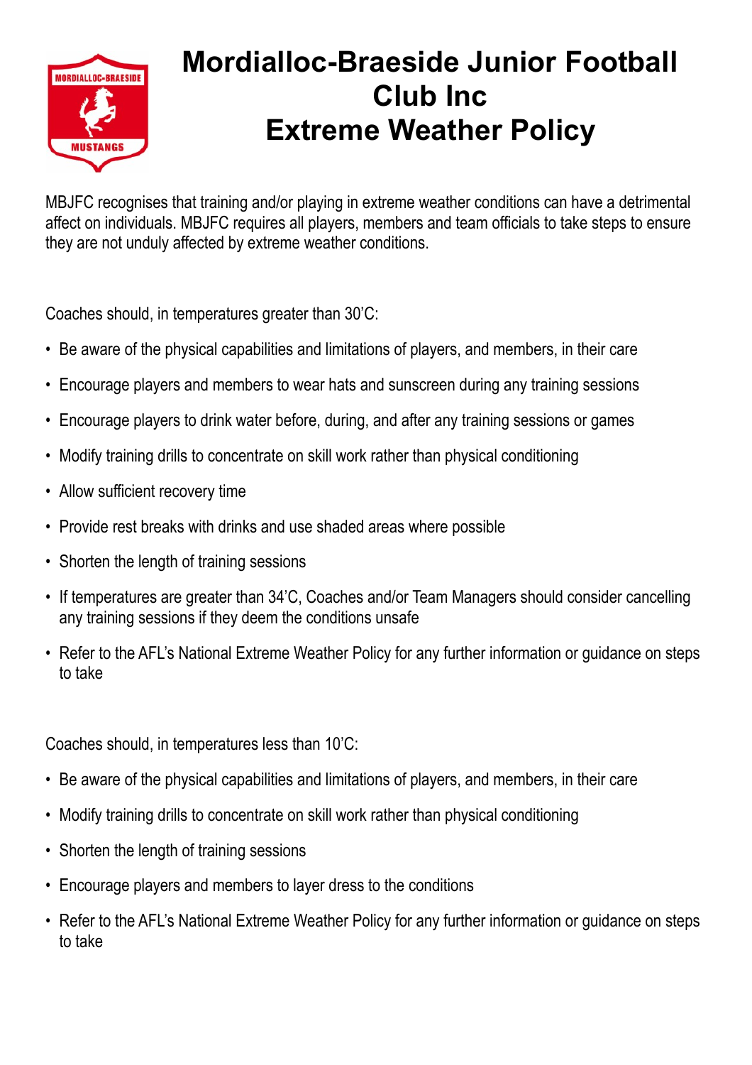# Mordialloc-Braeside Junior Football Club Inc
# Extreme Weather Policy

MBJFC recognises that training and/or playing in extreme weather conditions can have a detrimental affect on individuals. MBJFC requires all players, members and team officials to take steps to ensure they are not unduly affected by extreme weather conditions.

Coaches should, in temperatures greater than 30'C:

- Be aware of the physical capabilities and limitations of players, and members, in their care
- Encourage players and members to wear hats and sunscreen during any training sessions
- Encourage players to drink water before, during, and after any training sessions or games
- Modify training drills to concentrate on skill work rather than physical conditioning
- Allow sufficient recovery time
- Provide rest breaks with drinks and use shaded areas where possible
- Shorten the length of training sessions
- If temperatures are greater than 34'C, Coaches and/or Team Managers should consider cancelling any training sessions if they deem the conditions unsafe
- Refer to the AFL's National Extreme Weather Policy for any further information or guidance on steps to take

Coaches should, in temperatures less than 10'C:

- Be aware of the physical capabilities and limitations of players, and members, in their care
- Modify training drills to concentrate on skill work rather than physical conditioning
- Shorten the length of training sessions
- Encourage players and members to layer dress to the conditions
- Refer to the AFL's National Extreme Weather Policy for any further information or guidance on steps to take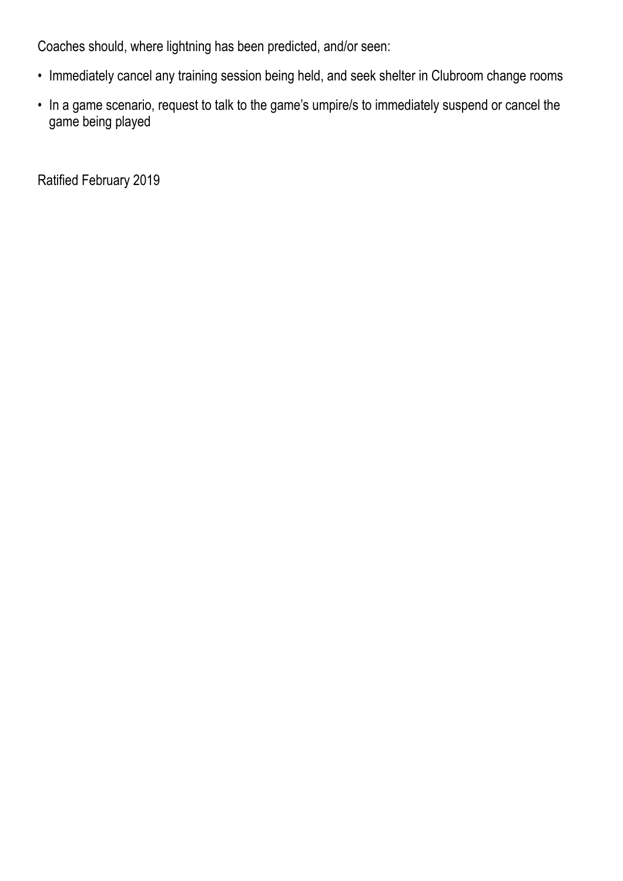Coaches should, where lightning has been predicted, and/or seen:

- Immediately cancel any training session being held, and seek shelter in Clubroom change rooms
- In a game scenario, request to talk to the game's umpire/s to immediately suspend or cancel the game being played

Ratified February 2019